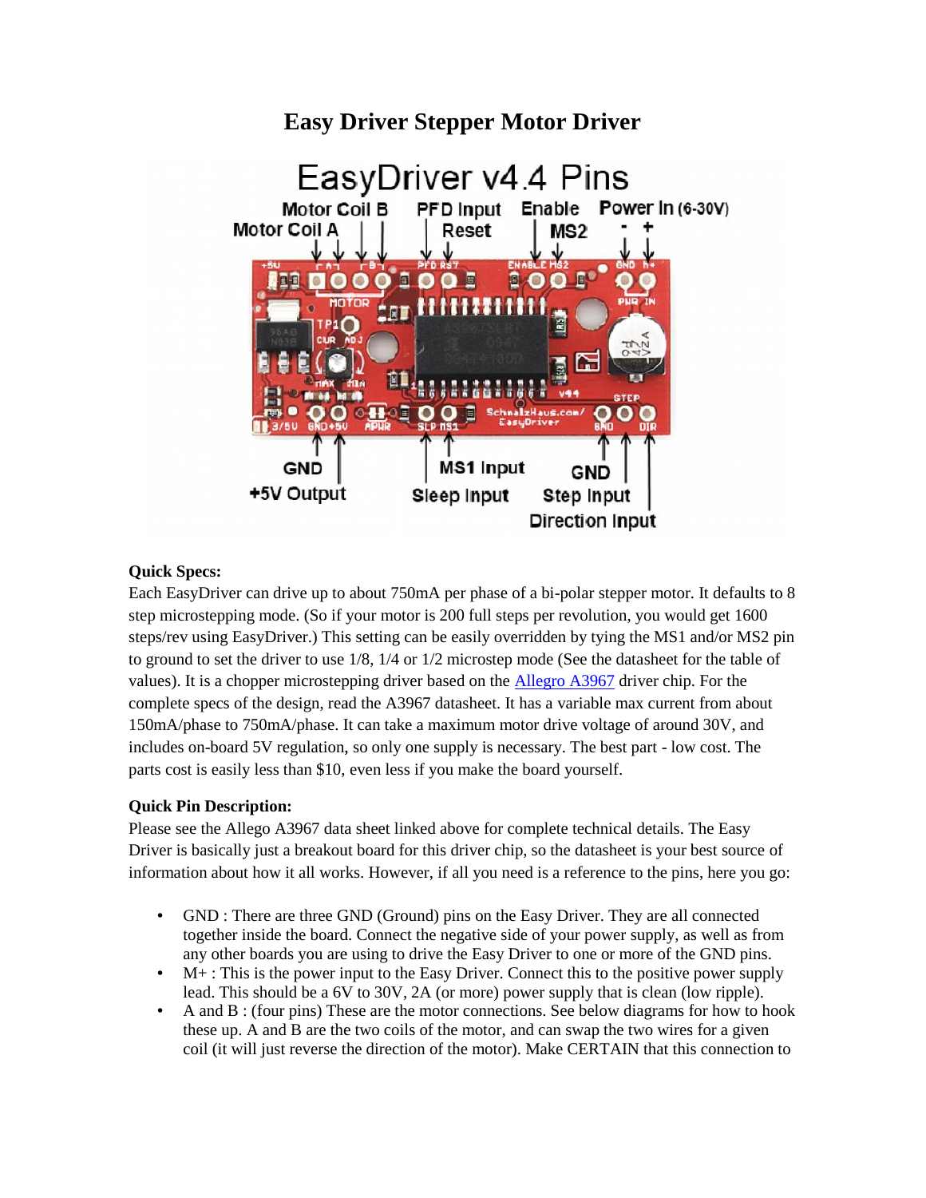# Easy Driver Stepper Motor Driver

**Quick Specs:**
Each EasyDriver can drive up to about 750mA per phase of a bi-polar stepper motor. It defaults to 8 step microstepping mode. (So if your motor is 200 full steps per revolution, you would get 1600 steps/rev using EasyDriver.) This setting can be easily overridden by tying the MS1 and/or MS2 pin to ground to set the driver to use 1/8, 1/4 or 1/2 microstep mode (See the datasheet for the table of values). It is a chopper microstepping driver based on the Allegro A3967 driver chip. For the complete specs of the design, read the A3967 datasheet. It has a variable max current from about 150mA/phase to 750mA/phase. It can take a maximum motor drive voltage of around 30V, and includes on-board 5V regulation, so only one supply is necessary. The best part - low cost. The parts cost is easily less than $10, even less if you make the board yourself.

**Quick Pin Description:**
Please see the Allego A3967 data sheet linked above for complete technical details. The Easy Driver is basically just a breakout board for this driver chip, so the datasheet is your best source of information about how it all works. However, if all you need is a reference to the pins, here you go:

- GND : There are three GND (Ground) pins on the Easy Driver. They are all connected together inside the board. Connect the negative side of your power supply, as well as from any other boards you are using to drive the Easy Driver to one or more of the GND pins.
- M+ : This is the power input to the Easy Driver. Connect this to the positive power supply lead. This should be a 6V to 30V, 2A (or more) power supply that is clean (low ripple).
- A and B : (four pins) These are the motor connections. See below diagrams for how to hook these up. A and B are the two coils of the motor, and can swap the two wires for a given coil (it will just reverse the direction of the motor). Make CERTAIN that this connection to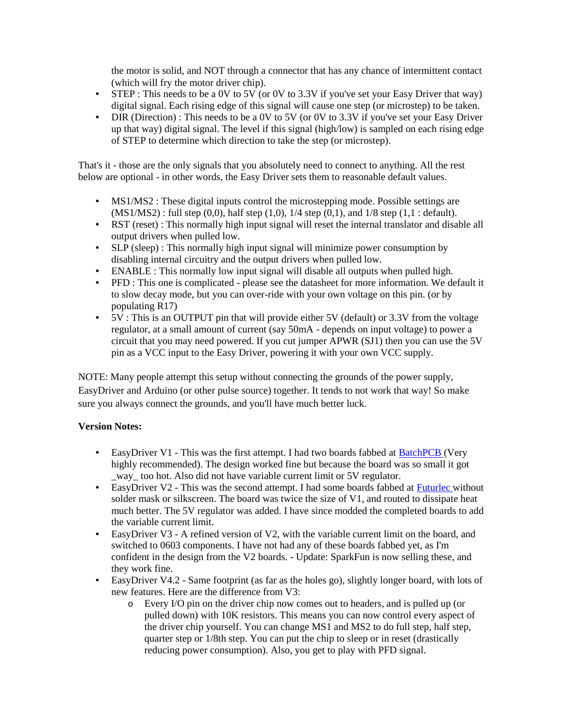the motor is solid, and NOT through a connector that has any chance of intermittent contact (which will fry the motor driver chip).

- STEP : This needs to be a 0V to 5V (or 0V to 3.3V if you've set your Easy Driver that way) digital signal. Each rising edge of this signal will cause one step (or microstep) to be taken.
- DIR (Direction) : This needs to be a 0V to 5V (or 0V to 3.3V if you've set your Easy Driver up that way) digital signal. The level if this signal (high/low) is sampled on each rising edge of STEP to determine which direction to take the step (or microstep).

That's it - those are the only signals that you absolutely need to connect to anything. All the rest below are optional - in other words, the Easy Driver sets them to reasonable default values.

- MS1/MS2 : These digital inputs control the microstepping mode. Possible settings are (MS1/MS2) : full step (0,0), half step (1,0), 1/4 step (0,1), and 1/8 step (1,1 : default).
- RST (reset) : This normally high input signal will reset the internal translator and disable all output drivers when pulled low.
- SLP (sleep) : This normally high input signal will minimize power consumption by disabling internal circuitry and the output drivers when pulled low.
- ENABLE : This normally low input signal will disable all outputs when pulled high.
- PFD : This one is complicated - please see the datasheet for more information. We default it to slow decay mode, but you can over-ride with your own voltage on this pin. (or by populating R17)
- 5V : This is an OUTPUT pin that will provide either 5V (default) or 3.3V from the voltage regulator, at a small amount of current (say 50mA - depends on input voltage) to power a circuit that you may need powered. If you cut jumper APWR (SJ1) then you can use the 5V pin as a VCC input to the Easy Driver, powering it with your own VCC supply.

NOTE: Many people attempt this setup without connecting the grounds of the power supply, EasyDriver and Arduino (or other pulse source) together. It tends to not work that way! So make sure you always connect the grounds, and you'll have much better luck.

**Version Notes:**

- EasyDriver V1 - This was the first attempt. I had two boards fabbed at BatchPCB (Very highly recommended). The design worked fine but because the board was so small it got _way_ too hot. Also did not have variable current limit or 5V regulator.
- EasyDriver V2 - This was the second attempt. I had some boards fabbed at Futurlec without solder mask or silkscreen. The board was twice the size of V1, and routed to dissipate heat much better. The 5V regulator was added. I have since modded the completed boards to add the variable current limit.
- EasyDriver V3 - A refined version of V2, with the variable current limit on the board, and switched to 0603 components. I have not had any of these boards fabbed yet, as I'm confident in the design from the V2 boards. - Update: SparkFun is now selling these, and they work fine.
- EasyDriver V4.2 - Same footprint (as far as the holes go), slightly longer board, with lots of new features. Here are the difference from V3:
  - Every I/O pin on the driver chip now comes out to headers, and is pulled up (or pulled down) with 10K resistors. This means you can now control every aspect of the driver chip yourself. You can change MS1 and MS2 to do full step, half step, quarter step or 1/8th step. You can put the chip to sleep or in reset (drastically reducing power consumption). Also, you get to play with PFD signal.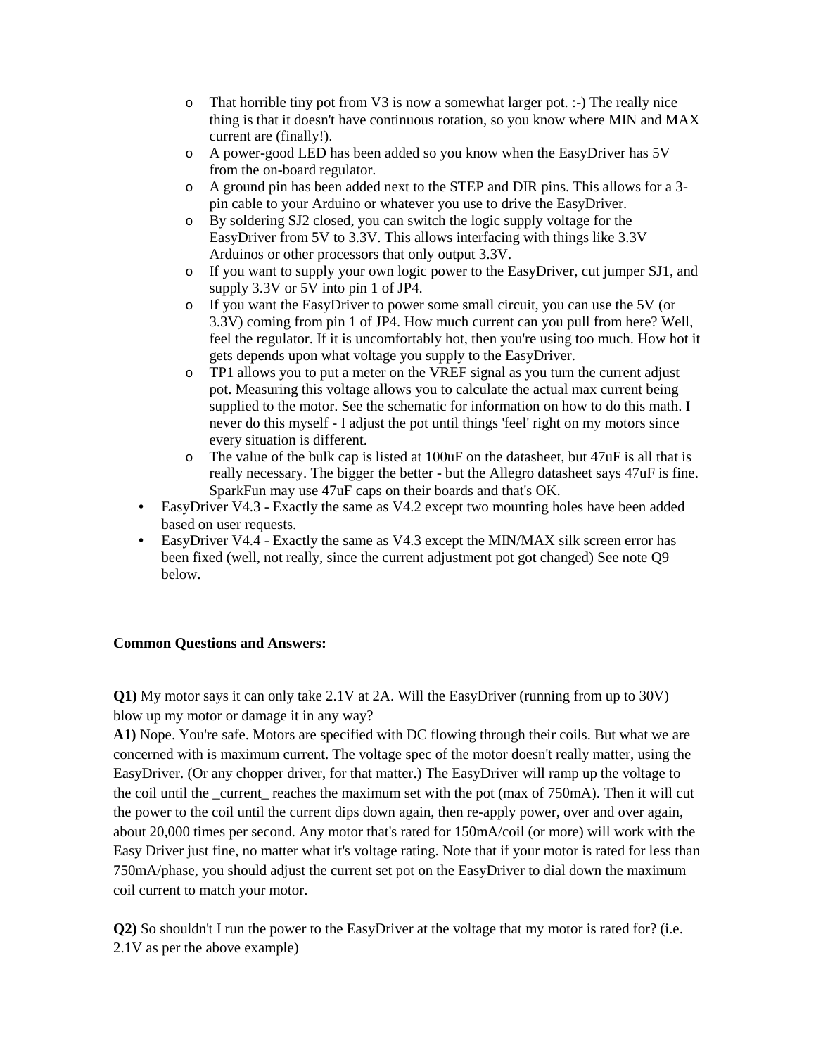- That horrible tiny pot from V3 is now a somewhat larger pot. :-) The really nice thing is that it doesn't have continuous rotation, so you know where MIN and MAX current are (finally!).
  - A power-good LED has been added so you know when the EasyDriver has 5V from the on-board regulator.
  - A ground pin has been added next to the STEP and DIR pins. This allows for a 3-pin cable to your Arduino or whatever you use to drive the EasyDriver.
  - By soldering SJ2 closed, you can switch the logic supply voltage for the EasyDriver from 5V to 3.3V. This allows interfacing with things like 3.3V Arduinos or other processors that only output 3.3V.
  - If you want to supply your own logic power to the EasyDriver, cut jumper SJ1, and supply 3.3V or 5V into pin 1 of JP4.
  - If you want the EasyDriver to power some small circuit, you can use the 5V (or 3.3V) coming from pin 1 of JP4. How much current can you pull from here? Well, feel the regulator. If it is uncomfortably hot, then you're using too much. How hot it gets depends upon what voltage you supply to the EasyDriver.
  - TP1 allows you to put a meter on the VREF signal as you turn the current adjust pot. Measuring this voltage allows you to calculate the actual max current being supplied to the motor. See the schematic for information on how to do this math. I never do this myself - I adjust the pot until things 'feel' right on my motors since every situation is different.
  - The value of the bulk cap is listed at 100uF on the datasheet, but 47uF is all that is really necessary. The bigger the better - but the Allegro datasheet says 47uF is fine. SparkFun may use 47uF caps on their boards and that's OK.
- EasyDriver V4.3 - Exactly the same as V4.2 except two mounting holes have been added based on user requests.
- EasyDriver V4.4 - Exactly the same as V4.3 except the MIN/MAX silk screen error has been fixed (well, not really, since the current adjustment pot got changed) See note Q9 below.

**Common Questions and Answers:**

**Q1)** My motor says it can only take 2.1V at 2A. Will the EasyDriver (running from up to 30V) blow up my motor or damage it in any way?
**A1)** Nope. You're safe. Motors are specified with DC flowing through their coils. But what we are concerned with is maximum current. The voltage spec of the motor doesn't really matter, using the EasyDriver. (Or any chopper driver, for that matter.) The EasyDriver will ramp up the voltage to the coil until the _current_ reaches the maximum set with the pot (max of 750mA). Then it will cut the power to the coil until the current dips down again, then re-apply power, over and over again, about 20,000 times per second. Any motor that's rated for 150mA/coil (or more) will work with the Easy Driver just fine, no matter what it's voltage rating. Note that if your motor is rated for less than 750mA/phase, you should adjust the current set pot on the EasyDriver to dial down the maximum coil current to match your motor.

**Q2)** So shouldn't I run the power to the EasyDriver at the voltage that my motor is rated for? (i.e. 2.1V as per the above example)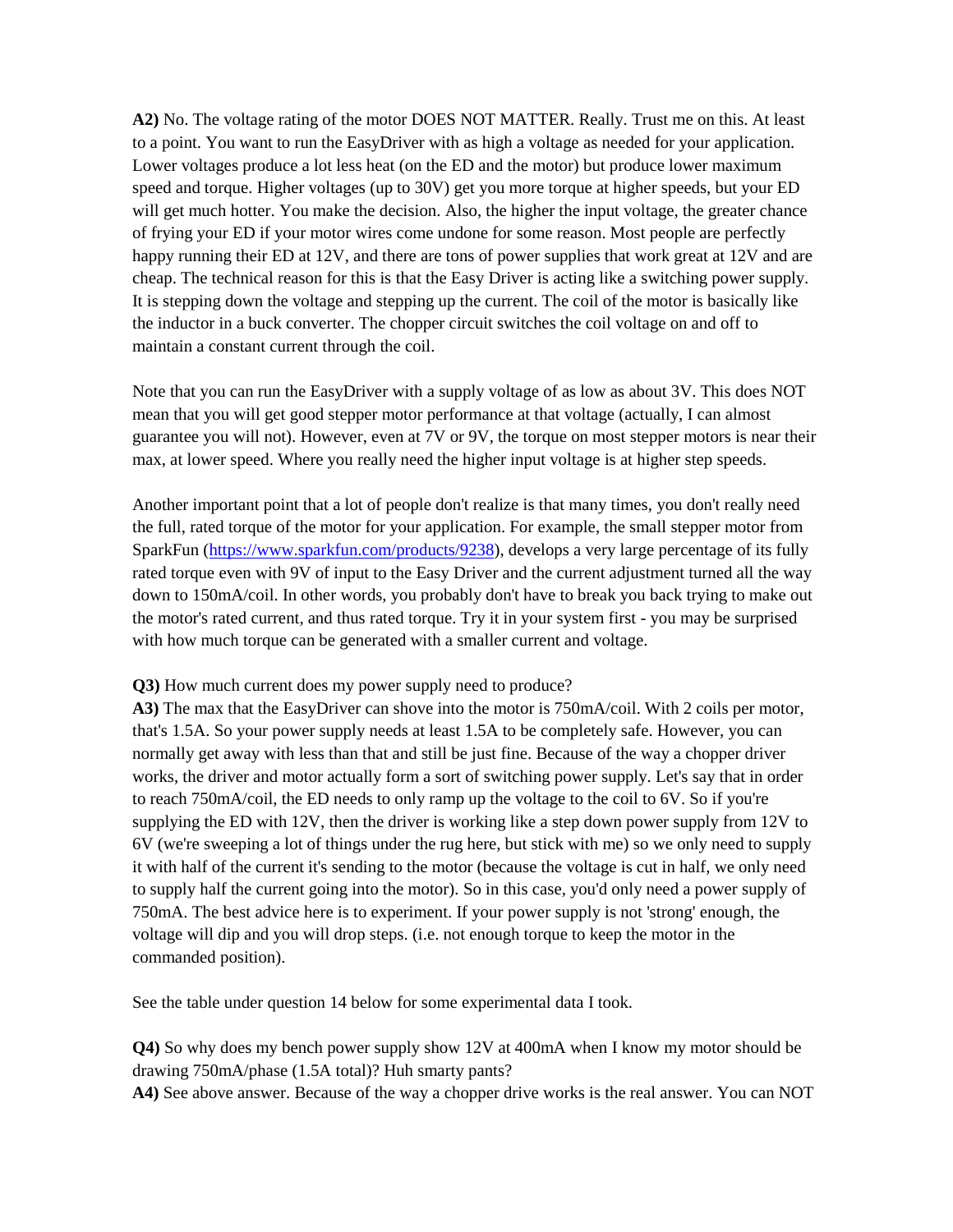**A2)** No. The voltage rating of the motor DOES NOT MATTER. Really. Trust me on this. At least to a point. You want to run the EasyDriver with as high a voltage as needed for your application. Lower voltages produce a lot less heat (on the ED and the motor) but produce lower maximum speed and torque. Higher voltages (up to 30V) get you more torque at higher speeds, but your ED will get much hotter. You make the decision. Also, the higher the input voltage, the greater chance of frying your ED if your motor wires come undone for some reason. Most people are perfectly happy running their ED at 12V, and there are tons of power supplies that work great at 12V and are cheap. The technical reason for this is that the Easy Driver is acting like a switching power supply. It is stepping down the voltage and stepping up the current. The coil of the motor is basically like the inductor in a buck converter. The chopper circuit switches the coil voltage on and off to maintain a constant current through the coil.

Note that you can run the EasyDriver with a supply voltage of as low as about 3V. This does NOT mean that you will get good stepper motor performance at that voltage (actually, I can almost guarantee you will not). However, even at 7V or 9V, the torque on most stepper motors is near their max, at lower speed. Where you really need the higher input voltage is at higher step speeds.

Another important point that a lot of people don't realize is that many times, you don't really need the full, rated torque of the motor for your application. For example, the small stepper motor from SparkFun ([https://www.sparkfun.com/products/9238](https://www.sparkfun.com/products/9238)), develops a very large percentage of its fully rated torque even with 9V of input to the Easy Driver and the current adjustment turned all the way down to 150mA/coil. In other words, you probably don't have to break you back trying to make out the motor's rated current, and thus rated torque. Try it in your system first - you may be surprised with how much torque can be generated with a smaller current and voltage.

**Q3)** How much current does my power supply need to produce?
**A3)** The max that the EasyDriver can shove into the motor is 750mA/coil. With 2 coils per motor, that's 1.5A. So your power supply needs at least 1.5A to be completely safe. However, you can normally get away with less than that and still be just fine. Because of the way a chopper driver works, the driver and motor actually form a sort of switching power supply. Let's say that in order to reach 750mA/coil, the ED needs to only ramp up the voltage to the coil to 6V. So if you're supplying the ED with 12V, then the driver is working like a step down power supply from 12V to 6V (we're sweeping a lot of things under the rug here, but stick with me) so we only need to supply it with half of the current it's sending to the motor (because the voltage is cut in half, we only need to supply half the current going into the motor). So in this case, you'd only need a power supply of 750mA. The best advice here is to experiment. If your power supply is not 'strong' enough, the voltage will dip and you will drop steps. (i.e. not enough torque to keep the motor in the commanded position).

See the table under question 14 below for some experimental data I took.

**Q4)** So why does my bench power supply show 12V at 400mA when I know my motor should be drawing 750mA/phase (1.5A total)? Huh smarty pants?
**A4)** See above answer. Because of the way a chopper drive works is the real answer. You can NOT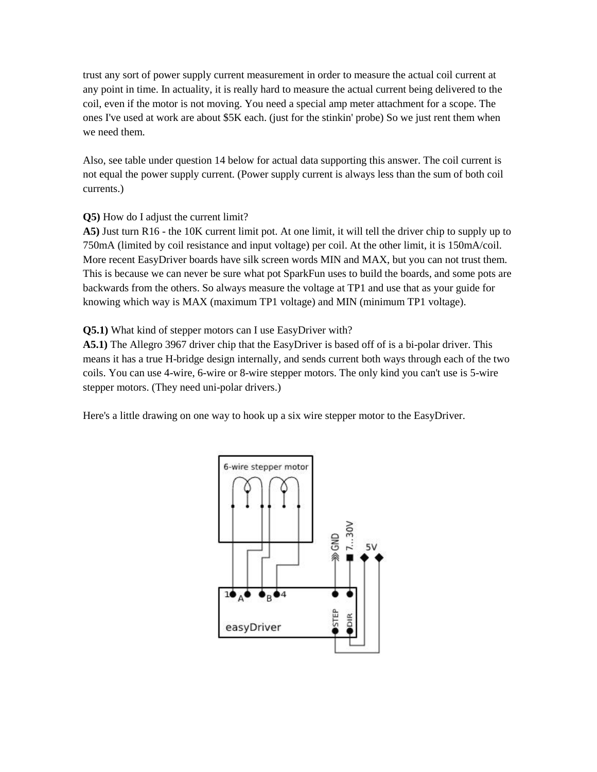trust any sort of power supply current measurement in order to measure the actual coil current at any point in time. In actuality, it is really hard to measure the actual current being delivered to the coil, even if the motor is not moving. You need a special amp meter attachment for a scope. The ones I've used at work are about $5K each. (just for the stinkin' probe) So we just rent them when we need them.

Also, see table under question 14 below for actual data supporting this answer. The coil current is not equal the power supply current. (Power supply current is always less than the sum of both coil currents.)

**Q5)** How do I adjust the current limit?
**A5)** Just turn R16 - the 10K current limit pot. At one limit, it will tell the driver chip to supply up to 750mA (limited by coil resistance and input voltage) per coil. At the other limit, it is 150mA/coil. More recent EasyDriver boards have silk screen words MIN and MAX, but you can not trust them. This is because we can never be sure what pot SparkFun uses to build the boards, and some pots are backwards from the others. So always measure the voltage at TP1 and use that as your guide for knowing which way is MAX (maximum TP1 voltage) and MIN (minimum TP1 voltage).

**Q5.1)** What kind of stepper motors can I use EasyDriver with?
**A5.1)** The Allegro 3967 driver chip that the EasyDriver is based off of is a bi-polar driver. This means it has a true H-bridge design internally, and sends current both ways through each of the two coils. You can use 4-wire, 6-wire or 8-wire stepper motors. The only kind you can't use is 5-wire stepper motors. (They need uni-polar drivers.)

Here's a little drawing on one way to hook up a six wire stepper motor to the EasyDriver.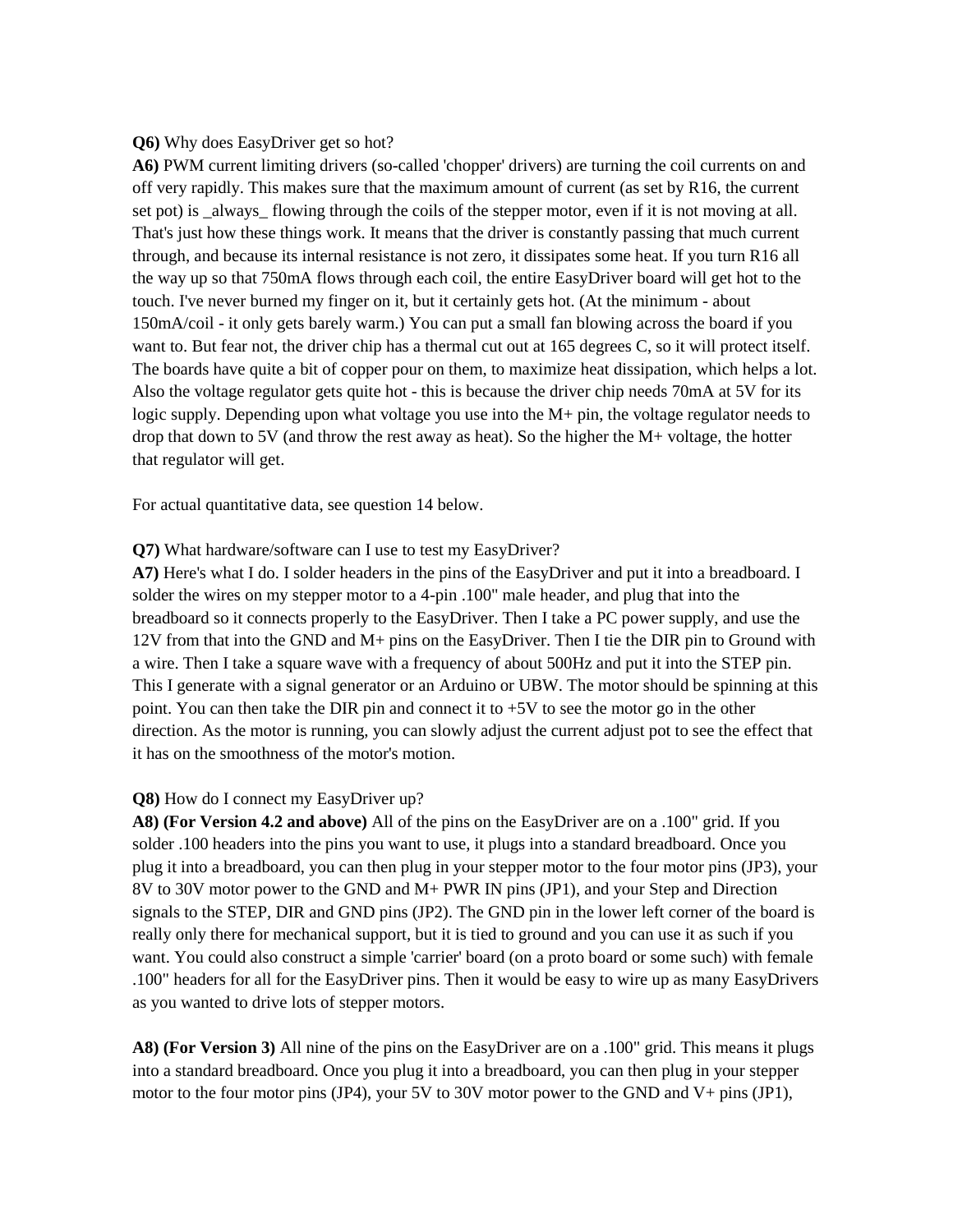**Q6)** Why does EasyDriver get so hot?

**A6)** PWM current limiting drivers (so-called 'chopper' drivers) are turning the coil currents on and off very rapidly. This makes sure that the maximum amount of current (as set by R16, the current set pot) is _always_ flowing through the coils of the stepper motor, even if it is not moving at all. That's just how these things work. It means that the driver is constantly passing that much current through, and because its internal resistance is not zero, it dissipates some heat. If you turn R16 all the way up so that 750mA flows through each coil, the entire EasyDriver board will get hot to the touch. I've never burned my finger on it, but it certainly gets hot. (At the minimum - about 150mA/coil - it only gets barely warm.) You can put a small fan blowing across the board if you want to. But fear not, the driver chip has a thermal cut out at 165 degrees C, so it will protect itself. The boards have quite a bit of copper pour on them, to maximize heat dissipation, which helps a lot. Also the voltage regulator gets quite hot - this is because the driver chip needs 70mA at 5V for its logic supply. Depending upon what voltage you use into the M+ pin, the voltage regulator needs to drop that down to 5V (and throw the rest away as heat). So the higher the M+ voltage, the hotter that regulator will get.

For actual quantitative data, see question 14 below.

**Q7)** What hardware/software can I use to test my EasyDriver?

**A7)** Here's what I do. I solder headers in the pins of the EasyDriver and put it into a breadboard. I solder the wires on my stepper motor to a 4-pin .100" male header, and plug that into the breadboard so it connects properly to the EasyDriver. Then I take a PC power supply, and use the 12V from that into the GND and M+ pins on the EasyDriver. Then I tie the DIR pin to Ground with a wire. Then I take a square wave with a frequency of about 500Hz and put it into the STEP pin. This I generate with a signal generator or an Arduino or UBW. The motor should be spinning at this point. You can then take the DIR pin and connect it to +5V to see the motor go in the other direction. As the motor is running, you can slowly adjust the current adjust pot to see the effect that it has on the smoothness of the motor's motion.

**Q8)** How do I connect my EasyDriver up?

**A8) (For Version 4.2 and above)** All of the pins on the EasyDriver are on a .100" grid. If you solder .100 headers into the pins you want to use, it plugs into a standard breadboard. Once you plug it into a breadboard, you can then plug in your stepper motor to the four motor pins (JP3), your 8V to 30V motor power to the GND and M+ PWR IN pins (JP1), and your Step and Direction signals to the STEP, DIR and GND pins (JP2). The GND pin in the lower left corner of the board is really only there for mechanical support, but it is tied to ground and you can use it as such if you want. You could also construct a simple 'carrier' board (on a proto board or some such) with female .100" headers for all for the EasyDriver pins. Then it would be easy to wire up as many EasyDrivers as you wanted to drive lots of stepper motors.

**A8) (For Version 3)** All nine of the pins on the EasyDriver are on a .100" grid. This means it plugs into a standard breadboard. Once you plug it into a breadboard, you can then plug in your stepper motor to the four motor pins (JP4), your 5V to 30V motor power to the GND and V+ pins (JP1),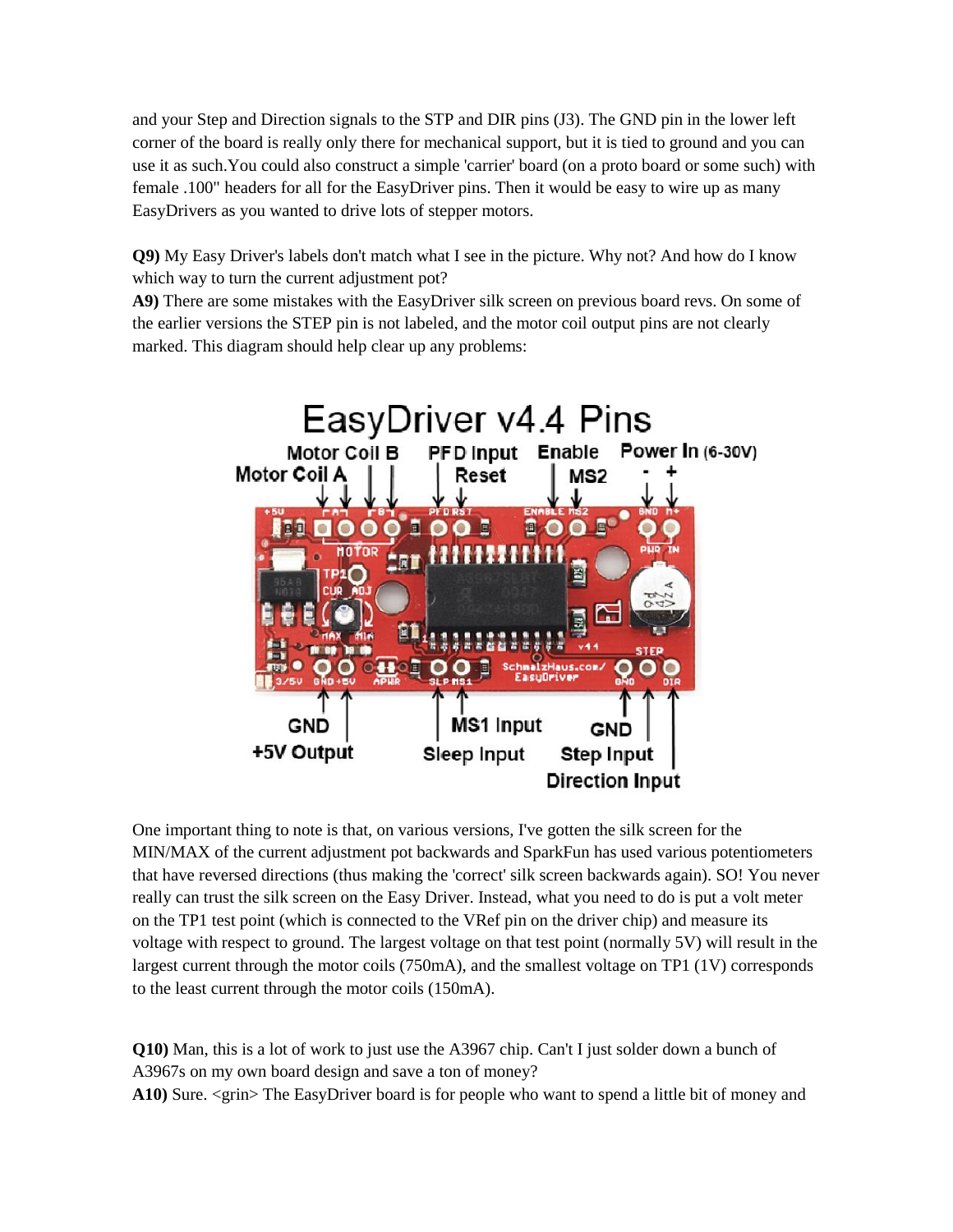and your Step and Direction signals to the STP and DIR pins (J3). The GND pin in the lower left corner of the board is really only there for mechanical support, but it is tied to ground and you can use it as such.You could also construct a simple 'carrier' board (on a proto board or some such) with female .100" headers for all for the EasyDriver pins. Then it would be easy to wire up as many EasyDrivers as you wanted to drive lots of stepper motors.

**Q9)** My Easy Driver's labels don't match what I see in the picture. Why not? And how do I know which way to turn the current adjustment pot?
**A9)** There are some mistakes with the EasyDriver silk screen on previous board revs. On some of the earlier versions the STEP pin is not labeled, and the motor coil output pins are not clearly marked. This diagram should help clear up any problems:

One important thing to note is that, on various versions, I've gotten the silk screen for the MIN/MAX of the current adjustment pot backwards and SparkFun has used various potentiometers that have reversed directions (thus making the 'correct' silk screen backwards again). SO! You never really can trust the silk screen on the Easy Driver. Instead, what you need to do is put a volt meter on the TP1 test point (which is connected to the VRef pin on the driver chip) and measure its voltage with respect to ground. The largest voltage on that test point (normally 5V) will result in the largest current through the motor coils (750mA), and the smallest voltage on TP1 (1V) corresponds to the least current through the motor coils (150mA).

**Q10)** Man, this is a lot of work to just use the A3967 chip. Can't I just solder down a bunch of A3967s on my own board design and save a ton of money?
**A10)** Sure. <grin> The EasyDriver board is for people who want to spend a little bit of money and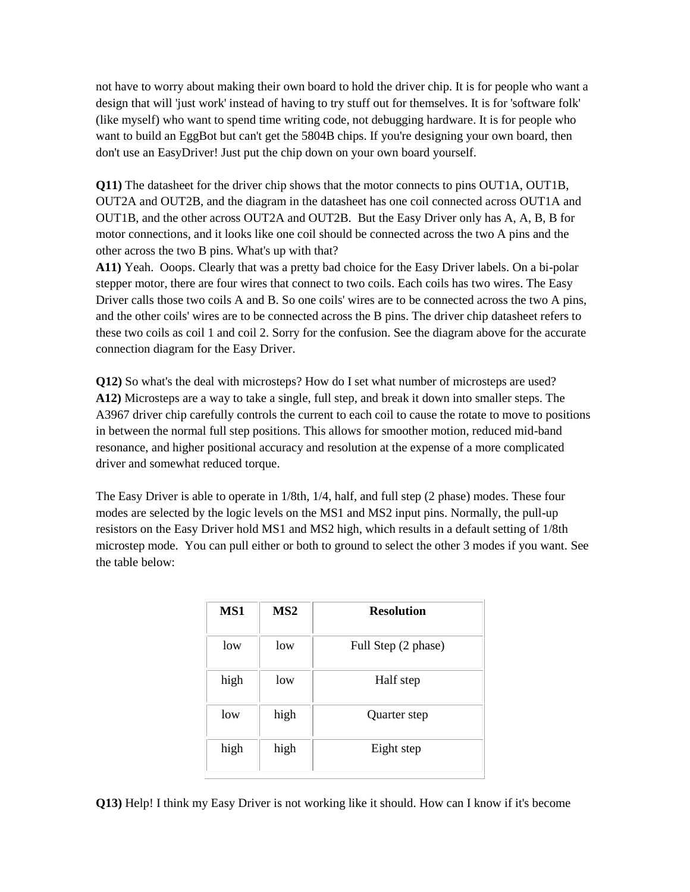not have to worry about making their own board to hold the driver chip. It is for people who want a design that will 'just work' instead of having to try stuff out for themselves. It is for 'software folk' (like myself) who want to spend time writing code, not debugging hardware. It is for people who want to build an EggBot but can't get the 5804B chips. If you're designing your own board, then don't use an EasyDriver! Just put the chip down on your own board yourself.

**Q11)** The datasheet for the driver chip shows that the motor connects to pins OUT1A, OUT1B, OUT2A and OUT2B, and the diagram in the datasheet has one coil connected across OUT1A and OUT1B, and the other across OUT2A and OUT2B.  But the Easy Driver only has A, A, B, B for motor connections, and it looks like one coil should be connected across the two A pins and the other across the two B pins. What's up with that?
**A11)** Yeah.  Ooops. Clearly that was a pretty bad choice for the Easy Driver labels. On a bi-polar stepper motor, there are four wires that connect to two coils. Each coils has two wires. The Easy Driver calls those two coils A and B. So one coils' wires are to be connected across the two A pins, and the other coils' wires are to be connected across the B pins. The driver chip datasheet refers to these two coils as coil 1 and coil 2. Sorry for the confusion. See the diagram above for the accurate connection diagram for the Easy Driver.

**Q12)** So what's the deal with microsteps? How do I set what number of microsteps are used?
**A12)** Microsteps are a way to take a single, full step, and break it down into smaller steps. The A3967 driver chip carefully controls the current to each coil to cause the rotate to move to positions in between the normal full step positions. This allows for smoother motion, reduced mid-band resonance, and higher positional accuracy and resolution at the expense of a more complicated driver and somewhat reduced torque.

The Easy Driver is able to operate in 1/8th, 1/4, half, and full step (2 phase) modes. These four modes are selected by the logic levels on the MS1 and MS2 input pins. Normally, the pull-up resistors on the Easy Driver hold MS1 and MS2 high, which results in a default setting of 1/8th microstep mode.  You can pull either or both to ground to select the other 3 modes if you want. See the table below:

| MS1 | MS2 | Resolution |
|---|---|---|
| low | low | Full Step (2 phase) |
| high | low | Half step |
| low | high | Quarter step |
| high | high | Eight step |

**Q13)** Help! I think my Easy Driver is not working like it should. How can I know if it's become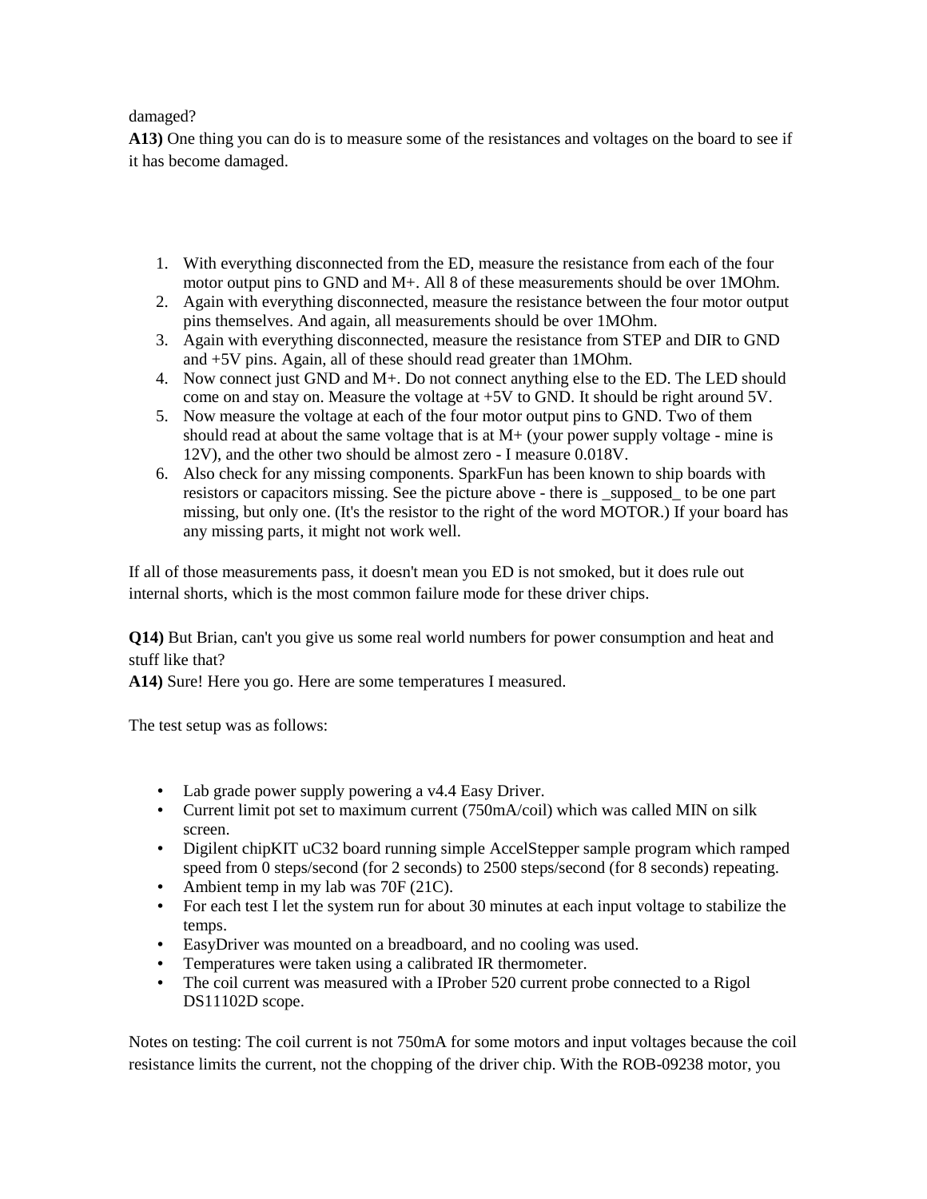damaged?

**A13)** One thing you can do is to measure some of the resistances and voltages on the board to see if it has become damaged.

1. With everything disconnected from the ED, measure the resistance from each of the four motor output pins to GND and M+. All 8 of these measurements should be over 1MOhm.
2. Again with everything disconnected, measure the resistance between the four motor output pins themselves. And again, all measurements should be over 1MOhm.
3. Again with everything disconnected, measure the resistance from STEP and DIR to GND and +5V pins. Again, all of these should read greater than 1MOhm.
4. Now connect just GND and M+. Do not connect anything else to the ED. The LED should come on and stay on. Measure the voltage at +5V to GND. It should be right around 5V.
5. Now measure the voltage at each of the four motor output pins to GND. Two of them should read at about the same voltage that is at M+ (your power supply voltage - mine is 12V), and the other two should be almost zero - I measure 0.018V.
6. Also check for any missing components. SparkFun has been known to ship boards with resistors or capacitors missing. See the picture above - there is _supposed_ to be one part missing, but only one. (It's the resistor to the right of the word MOTOR.) If your board has any missing parts, it might not work well.

If all of those measurements pass, it doesn't mean you ED is not smoked, but it does rule out internal shorts, which is the most common failure mode for these driver chips.

**Q14)** But Brian, can't you give us some real world numbers for power consumption and heat and stuff like that?

**A14)** Sure! Here you go. Here are some temperatures I measured.

The test setup was as follows:

- Lab grade power supply powering a v4.4 Easy Driver.
- Current limit pot set to maximum current (750mA/coil) which was called MIN on silk screen.
- Digilent chipKIT uC32 board running simple AccelStepper sample program which ramped speed from 0 steps/second (for 2 seconds) to 2500 steps/second (for 8 seconds) repeating.
- Ambient temp in my lab was 70F (21C).
- For each test I let the system run for about 30 minutes at each input voltage to stabilize the temps.
- EasyDriver was mounted on a breadboard, and no cooling was used.
- Temperatures were taken using a calibrated IR thermometer.
- The coil current was measured with a IProber 520 current probe connected to a Rigol DS11102D scope.

Notes on testing: The coil current is not 750mA for some motors and input voltages because the coil resistance limits the current, not the chopping of the driver chip. With the ROB-09238 motor, you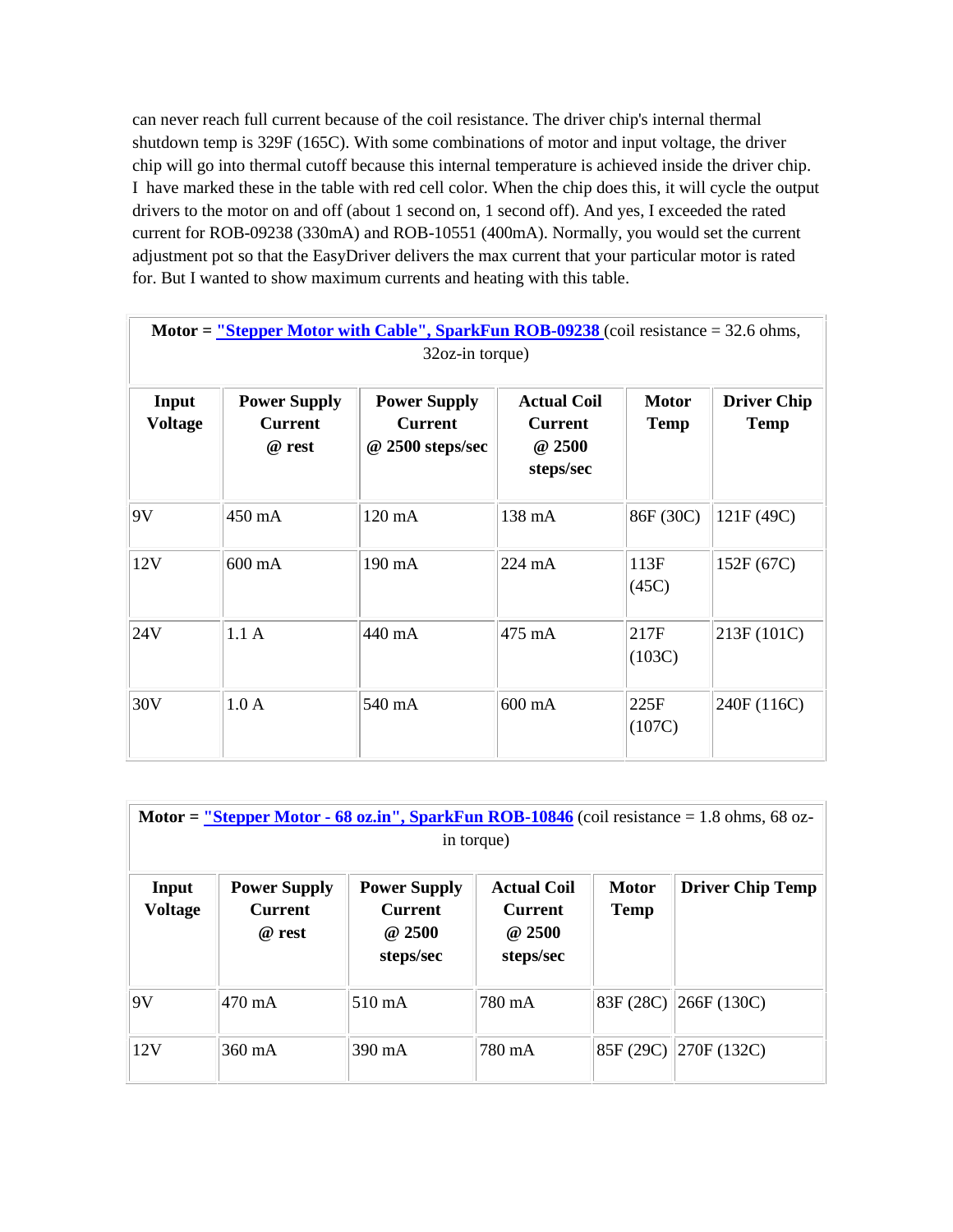can never reach full current because of the coil resistance. The driver chip's internal thermal shutdown temp is 329F (165C). With some combinations of motor and input voltage, the driver chip will go into thermal cutoff because this internal temperature is achieved inside the driver chip. I have marked these in the table with red cell color. When the chip does this, it will cycle the output drivers to the motor on and off (about 1 second on, 1 second off). And yes, I exceeded the rated current for ROB-09238 (330mA) and ROB-10551 (400mA). Normally, you would set the current adjustment pot so that the EasyDriver delivers the max current that your particular motor is rated for. But I wanted to show maximum currents and heating with this table.

| **Motor = "Stepper Motor with Cable", SparkFun ROB-09238** (coil resistance = 32.6 ohms, 32oz-in torque) | | | | | |
|---|---|---|---|---|---|
| **Input Voltage** | **Power Supply Current @ rest** | **Power Supply Current @ 2500 steps/sec** | **Actual Coil Current @ 2500 steps/sec** | **Motor Temp** | **Driver Chip Temp** |
| 9V | 450 mA | 120 mA | 138 mA | 86F (30C) | 121F (49C) |
| 12V | 600 mA | 190 mA | 224 mA | 113F (45C) | 152F (67C) |
| 24V | 1.1 A | 440 mA | 475 mA | 217F (103C) | 213F (101C) |
| 30V | 1.0 A | 540 mA | 600 mA | 225F (107C) | 240F (116C) |

| **Motor = "Stepper Motor - 68 oz.in", SparkFun ROB-10846** (coil resistance = 1.8 ohms, 68 oz-in torque) | | | | | |
|---|---|---|---|---|---|
| **Input Voltage** | **Power Supply Current @ rest** | **Power Supply Current @ 2500 steps/sec** | **Actual Coil Current @ 2500 steps/sec** | **Motor Temp** | **Driver Chip Temp** |
| 9V | 470 mA | 510 mA | 780 mA | 83F (28C) | 266F (130C) |
| 12V | 360 mA | 390 mA | 780 mA | 85F (29C) | 270F (132C) |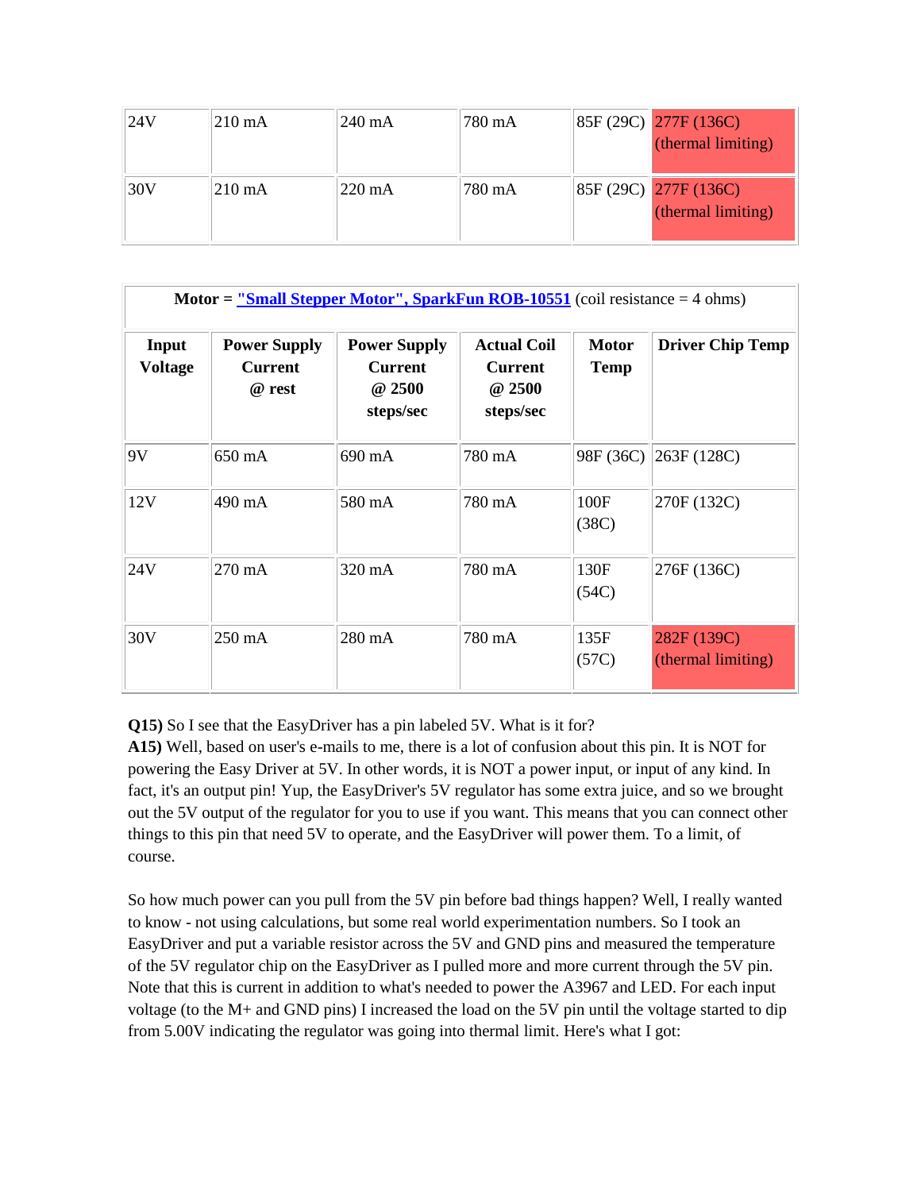| 24V | 210 mA | 240 mA | 780 mA | 85F (29C) | 277F (136C) (thermal limiting) |
|---|---|---|---|---|---|
| 30V | 210 mA | 220 mA | 780 mA | 85F (29C) | 277F (136C) (thermal limiting) |

| **Motor = ["Small Stepper Motor", SparkFun ROB-10551]** (coil resistance = 4 ohms) | | | | | |
|---|---|---|---|---|---|
| **Input Voltage** | **Power Supply Current @ rest** | **Power Supply Current @ 2500 steps/sec** | **Actual Coil Current @ 2500 steps/sec** | **Motor Temp** | **Driver Chip Temp** |
| 9V | 650 mA | 690 mA | 780 mA | 98F (36C) | 263F (128C) |
| 12V | 490 mA | 580 mA | 780 mA | 100F (38C) | 270F (132C) |
| 24V | 270 mA | 320 mA | 780 mA | 130F (54C) | 276F (136C) |
| 30V | 250 mA | 280 mA | 780 mA | 135F (57C) | 282F (139C) (thermal limiting) |

**Q15)** So I see that the EasyDriver has a pin labeled 5V. What is it for?
**A15)** Well, based on user's e-mails to me, there is a lot of confusion about this pin. It is NOT for powering the Easy Driver at 5V. In other words, it is NOT a power input, or input of any kind. In fact, it's an output pin! Yup, the EasyDriver's 5V regulator has some extra juice, and so we brought out the 5V output of the regulator for you to use if you want. This means that you can connect other things to this pin that need 5V to operate, and the EasyDriver will power them. To a limit, of course.

So how much power can you pull from the 5V pin before bad things happen? Well, I really wanted to know - not using calculations, but some real world experimentation numbers. So I took an EasyDriver and put a variable resistor across the 5V and GND pins and measured the temperature of the 5V regulator chip on the EasyDriver as I pulled more and more current through the 5V pin. Note that this is current in addition to what's needed to power the A3967 and LED. For each input voltage (to the M+ and GND pins) I increased the load on the 5V pin until the voltage started to dip from 5.00V indicating the regulator was going into thermal limit. Here's what I got: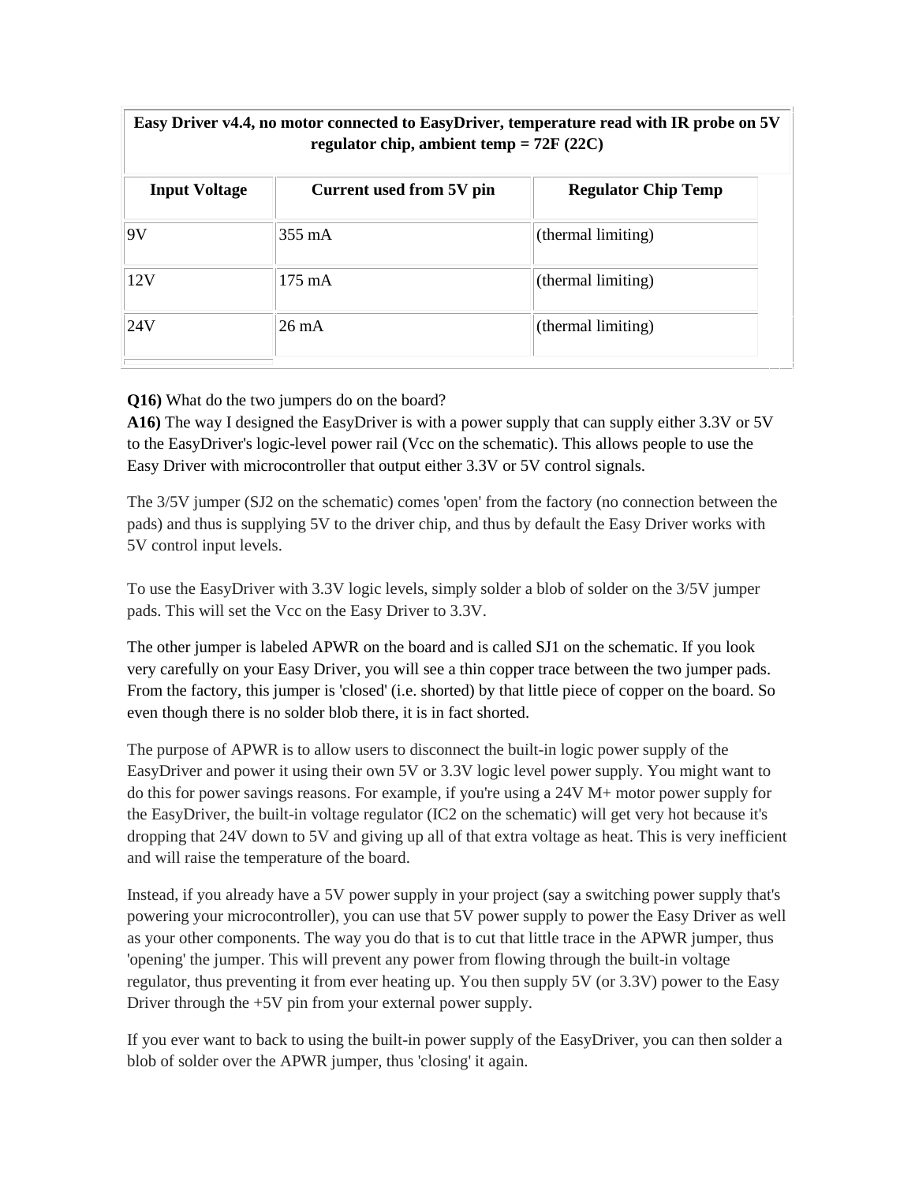| Easy Driver v4.4, no motor connected to EasyDriver, temperature read with IR probe on 5V regulator chip, ambient temp = 72F (22C) | | |
|---|---|---|
| **Input Voltage** | **Current used from 5V pin** | **Regulator Chip Temp** |
| 9V | 355 mA | (thermal limiting) |
| 12V | 175 mA | (thermal limiting) |
| 24V | 26 mA | (thermal limiting) |

**Q16)** What do the two jumpers do on the board?

**A16)** The way I designed the EasyDriver is with a power supply that can supply either 3.3V or 5V to the EasyDriver's logic-level power rail (Vcc on the schematic). This allows people to use the Easy Driver with microcontroller that output either 3.3V or 5V control signals.

The 3/5V jumper (SJ2 on the schematic) comes 'open' from the factory (no connection between the pads) and thus is supplying 5V to the driver chip, and thus by default the Easy Driver works with 5V control input levels.

To use the EasyDriver with 3.3V logic levels, simply solder a blob of solder on the 3/5V jumper pads. This will set the Vcc on the Easy Driver to 3.3V.

The other jumper is labeled APWR on the board and is called SJ1 on the schematic. If you look very carefully on your Easy Driver, you will see a thin copper trace between the two jumper pads. From the factory, this jumper is 'closed' (i.e. shorted) by that little piece of copper on the board. So even though there is no solder blob there, it is in fact shorted.

The purpose of APWR is to allow users to disconnect the built-in logic power supply of the EasyDriver and power it using their own 5V or 3.3V logic level power supply. You might want to do this for power savings reasons. For example, if you're using a 24V M+ motor power supply for the EasyDriver, the built-in voltage regulator (IC2 on the schematic) will get very hot because it's dropping that 24V down to 5V and giving up all of that extra voltage as heat. This is very inefficient and will raise the temperature of the board.

Instead, if you already have a 5V power supply in your project (say a switching power supply that's powering your microcontroller), you can use that 5V power supply to power the Easy Driver as well as your other components. The way you do that is to cut that little trace in the APWR jumper, thus 'opening' the jumper. This will prevent any power from flowing through the built-in voltage regulator, thus preventing it from ever heating up. You then supply 5V (or 3.3V) power to the Easy Driver through the +5V pin from your external power supply.

If you ever want to back to using the built-in power supply of the EasyDriver, you can then solder a blob of solder over the APWR jumper, thus 'closing' it again.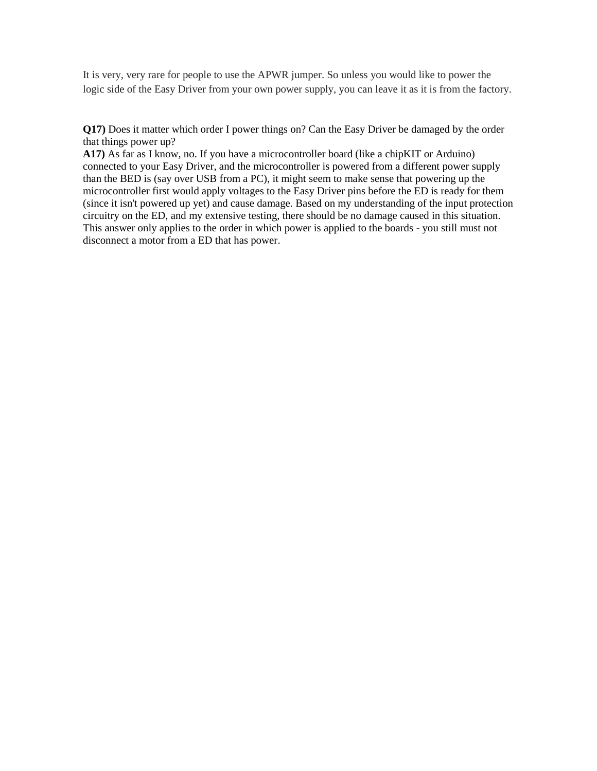It is very, very rare for people to use the APWR jumper. So unless you would like to power the logic side of the Easy Driver from your own power supply, you can leave it as it is from the factory.

**Q17)** Does it matter which order I power things on? Can the Easy Driver be damaged by the order that things power up?
**A17)** As far as I know, no. If you have a microcontroller board (like a chipKIT or Arduino) connected to your Easy Driver, and the microcontroller is powered from a different power supply than the BED is (say over USB from a PC), it might seem to make sense that powering up the microcontroller first would apply voltages to the Easy Driver pins before the ED is ready for them (since it isn't powered up yet) and cause damage. Based on my understanding of the input protection circuitry on the ED, and my extensive testing, there should be no damage caused in this situation. This answer only applies to the order in which power is applied to the boards - you still must not disconnect a motor from a ED that has power.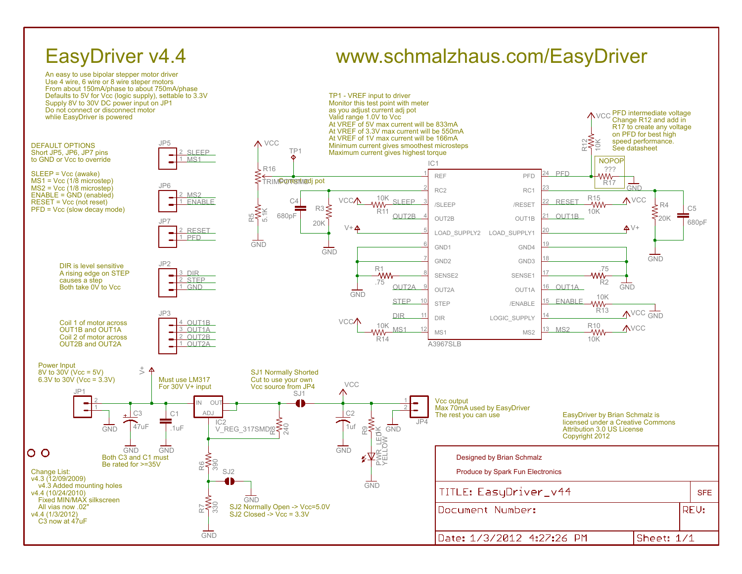# EasyDriver v4.4

# www.schmalzhaus.com/EasyDriver

An easy to use bipolar stepper motor driver
Use 4 wire, 6 wire or 8 wire steper motors
From about 150mA/phase to about 750mA/phase
Defaults to 5V for Vcc (logic supply), settable to 3.3V
Supply 8V to 30V DC power input on JP1
Do not connect or disconnect motor
whlie EasyDriver is powered

DEFAULT OPTIONS
Short JP5, JP6, JP7 pins
to GND or Vcc to override

SLEEP = Vcc (awake)
MS1 = Vcc (1/8 microstep)
MS2 = Vcc (1/8 microstep)
ENABLE = GND (enabled)
RESET = Vcc (not reset)
PFD = Vcc (slow decay mode)

DIR is level sensitive
A rising edge on STEP
causes a step
Both take 0V to Vcc

Coil 1 of motor across
OUT1B and OUT1A
Coil 2 of motor across
OUT2B and OUT2A

TP1 - VREF input to driver
Monitor this test point with meter
as you adjust current adj pot
Valid range 1.0V to Vcc
At VREF of 5V max current will be 833mA
At VREF of 3.3V max current will be 550mA
At VREF of 1V max current will be 166mA
Minimum current gives smoothest microsteps
Maximum current gives highest torque

PFD intermediate voltage
Change R12 and add in
R17 to create any voltage
on PFD for best high
speed performance.
See datasheet

JP5: 2 SLEEP, 1 MS1
JP6: 2 MS2, 1 ENABLE
JP7: 2 RESET, 1 PFD
JP2: 3 DIR, 2 STEP, 1 GND
JP3: 4 OUT1B, 3 OUT1A, 2 OUT2B, 1 OUT2A

VCC, TP1, R16 TRIMPOT Current adj pot, R5 5.1K, GND
C4 680pF, R3 20K, GND
VCC, R12 10K, NOPOP R17 ???, GND
R4 20K, C5 680pF, GND

IC1 A3967SLB

| Pin | Left side | Right side | Pin |
|---|---|---|---|
| 1 | REF | PFD | 24 |
| 2 | RC2 | RC1 | 23 |
| 3 | /SLEEP | /RESET | 22 |
| 4 | OUT2B | OUT1B | 21 |
| 5 | LOAD_SUPPLY2 | LOAD_SUPPLY1 | 20 |
| 6 | GND1 | GND4 | 19 |
| 7 | GND2 | GND3 | 18 |
| 8 | SENSE2 | SENSE1 | 17 |
| 9 | OUT2A | OUT1A | 16 |
| 10 | STEP | /ENABLE | 15 |
| 11 | DIR | LOGIC_SUPPLY | 14 |
| 12 | MS1 | MS2 | 13 |

VCC, R11 10K, SLEEP; OUT2B; V+; R1 .75, GND; OUT2A; STEP; DIR; VCC, R14 10K, MS1
PFD; RESET, R15 10K, VCC; OUT1B; V+; R2 .75, GND; OUT1A; ENABLE, R13 10K, GND; VCC; MS2, R10 10K, VCC

Power Input
8V to 30V (Vcc = 5V)
6.3V to 30V (Vcc = 3.3V)

Must use LM317
For 30V V+ input

SJ1 Normally Shorted
Cut to use your own
Vcc source from JP4

Vcc output
Max 70mA used by EasyDriver
The rest you can use

JP1, V+, C3 47uF, C1 .1uF, GND
IC2 V_REG_317SMD (IN, OUT, ADJ), R8 240, R6 390, R7 330, SJ2, GND
SJ1, VCC, C2 1uf, R9 1K, PWR_LED YELLOW, JP4, GND

Both C3 and C1 must
Be rated for >=35V

SJ2 Normally Open -> Vcc=5.0V
SJ2 Closed -> Vcc = 3.3V

Change List:
v4.3 (12/09/2009)
  v4.3 Added mounting holes
v4.4 (10/24/2010)
  Fixed MIN/MAX silkscreen
  All vias now .02"
v4.4 (1/3/2012)
  C3 now at 47uF

EasyDriver by Brian Schmalz is
licensed under a Creative Commons
Attribution 3.0 US License
Copyright 2012

Designed by Brian Schmalz

Produce by Spark Fun Electronics

TITLE: EasyDriver_v44 | SFE

Document Number: | REV:

Date: 1/3/2012 4:27:26 PM | Sheet: 1/1